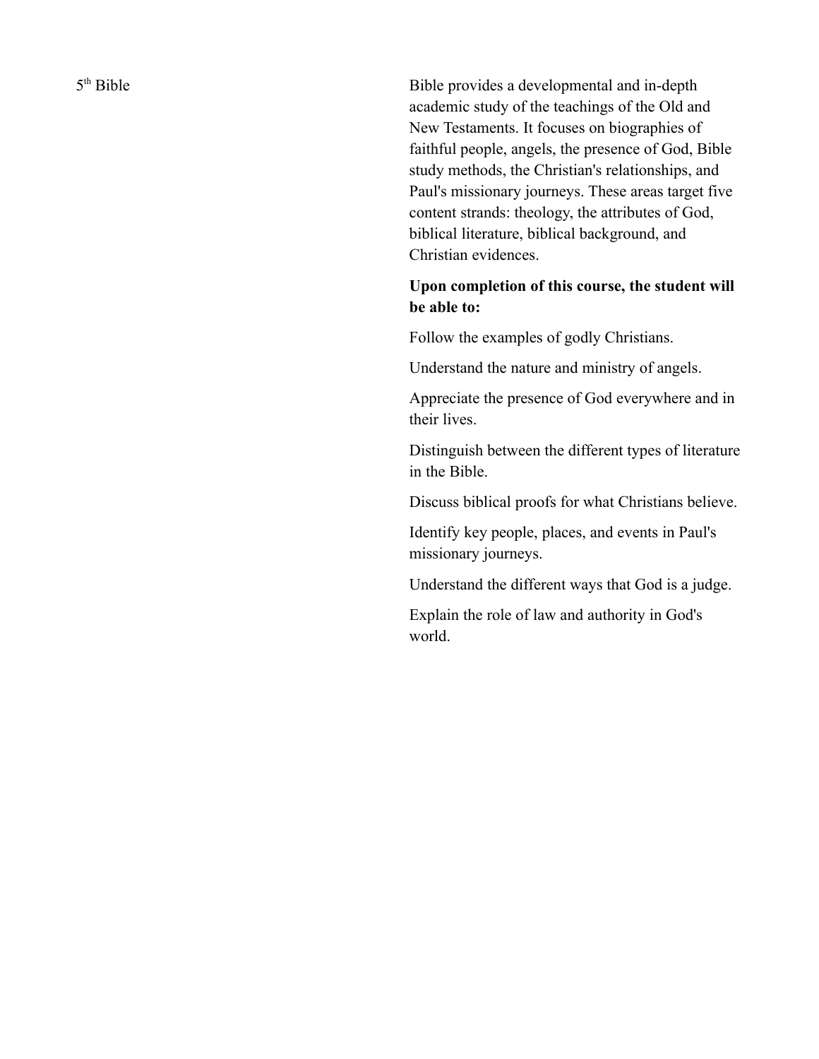5th Bible

Bible provides a developmental and in-depth academic study of the teachings of the Old and New Testaments. It focuses on biographies of faithful people, angels, the presence of God, Bible study methods, the Christian's relationships, and Paul's missionary journeys. These areas target five content strands: theology, the attributes of God, biblical literature, biblical background, and Christian evidences.

**Upon completion of this course, the student will be able to:**

Follow the examples of godly Christians.

Understand the nature and ministry of angels.

Appreciate the presence of God everywhere and in their lives.

Distinguish between the different types of literature in the Bible.

Discuss biblical proofs for what Christians believe.

Identify key people, places, and events in Paul's missionary journeys.

Understand the different ways that God is a judge.

Explain the role of law and authority in God's world.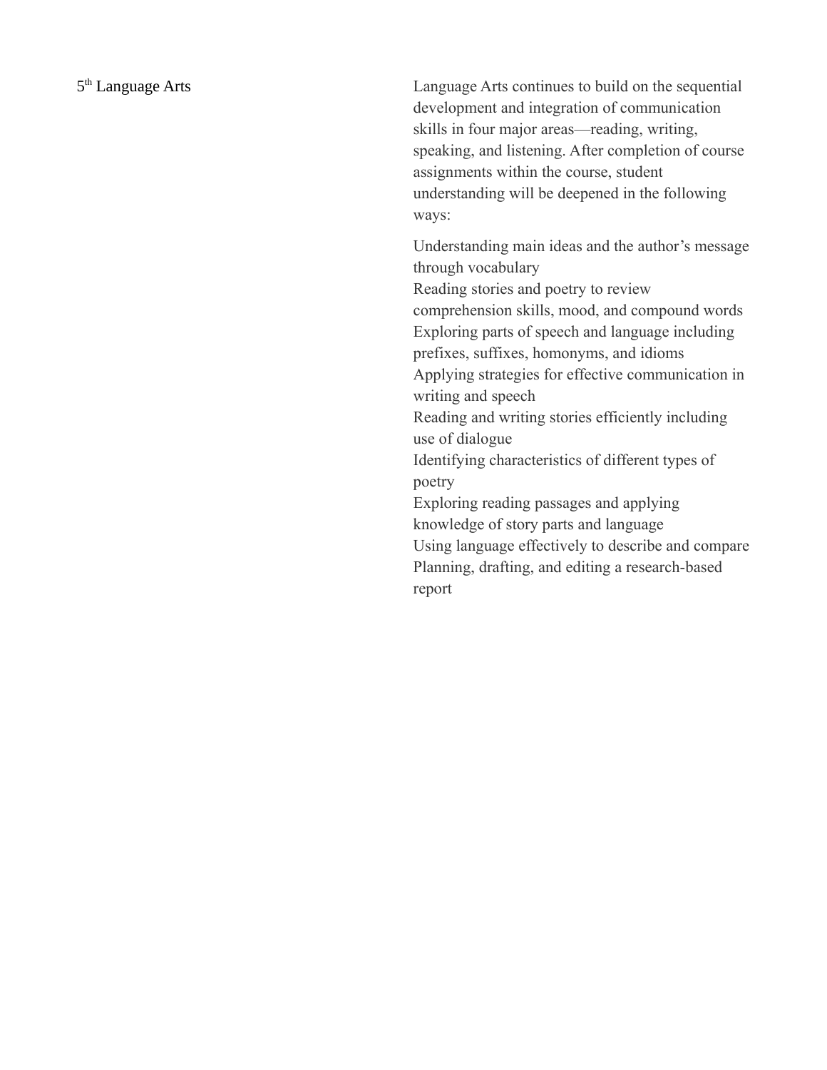| 5th Language Arts | Language Arts continues to build on the sequential development and integration of communication skills in four major areas—reading, writing, speaking, and listening. After completion of course assignments within the course, student understanding will be deepened in the following ways:<br><br>Understanding main ideas and the author's message through vocabulary<br>Reading stories and poetry to review comprehension skills, mood, and compound words<br>Exploring parts of speech and language including prefixes, suffixes, homonyms, and idioms<br>Applying strategies for effective communication in writing and speech<br>Reading and writing stories efficiently including use of dialogue<br>Identifying characteristics of different types of poetry<br>Exploring reading passages and applying knowledge of story parts and language<br>Using language effectively to describe and compare<br>Planning, drafting, and editing a research-based report |
|---|---|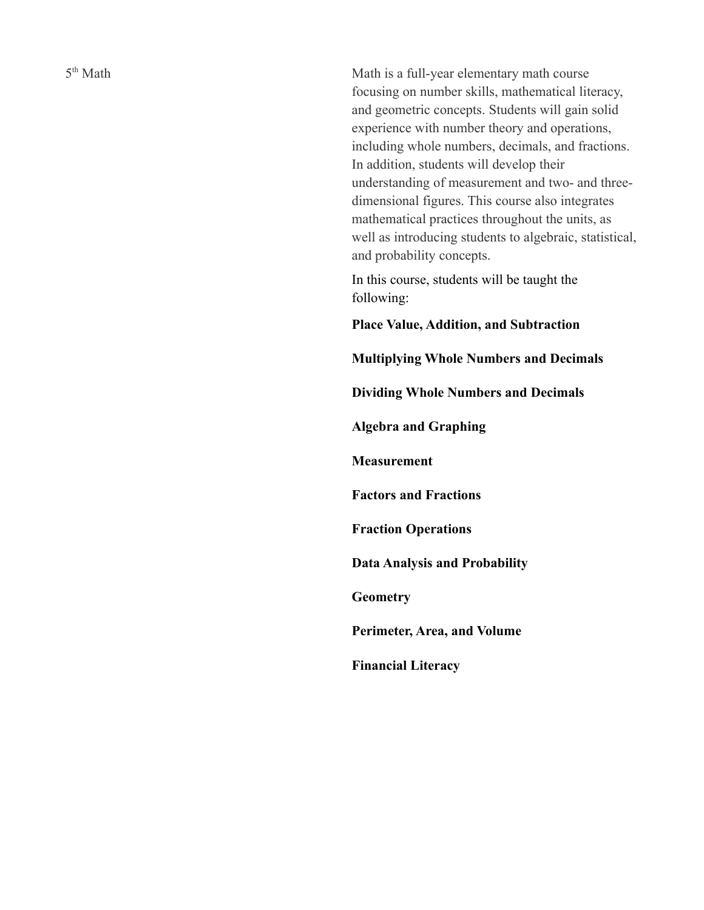5th Math

Math is a full-year elementary math course focusing on number skills, mathematical literacy, and geometric concepts. Students will gain solid experience with number theory and operations, including whole numbers, decimals, and fractions. In addition, students will develop their understanding of measurement and two- and three-dimensional figures. This course also integrates mathematical practices throughout the units, as well as introducing students to algebraic, statistical, and probability concepts.

In this course, students will be taught the following:

**Place Value, Addition, and Subtraction**

**Multiplying Whole Numbers and Decimals**

**Dividing Whole Numbers and Decimals**

**Algebra and Graphing**

**Measurement**

**Factors and Fractions**

**Fraction Operations**

**Data Analysis and Probability**

**Geometry**

**Perimeter, Area, and Volume**

**Financial Literacy**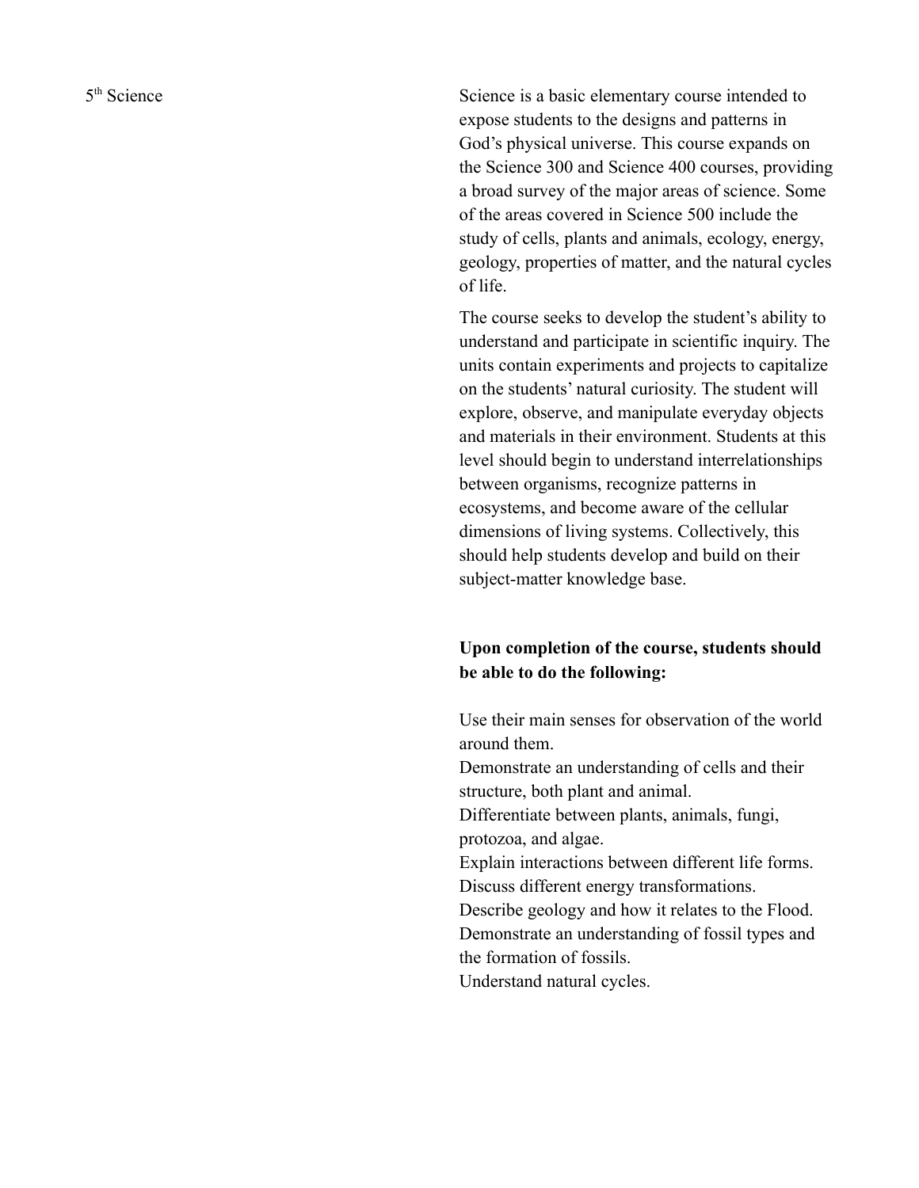5th Science

Science is a basic elementary course intended to expose students to the designs and patterns in God's physical universe. This course expands on the Science 300 and Science 400 courses, providing a broad survey of the major areas of science. Some of the areas covered in Science 500 include the study of cells, plants and animals, ecology, energy, geology, properties of matter, and the natural cycles of life.

The course seeks to develop the student's ability to understand and participate in scientific inquiry. The units contain experiments and projects to capitalize on the students' natural curiosity. The student will explore, observe, and manipulate everyday objects and materials in their environment. Students at this level should begin to understand interrelationships between organisms, recognize patterns in ecosystems, and become aware of the cellular dimensions of living systems. Collectively, this should help students develop and build on their subject-matter knowledge base.

**Upon completion of the course, students should be able to do the following:**

Use their main senses for observation of the world around them.
Demonstrate an understanding of cells and their structure, both plant and animal.
Differentiate between plants, animals, fungi, protozoa, and algae.
Explain interactions between different life forms.
Discuss different energy transformations.
Describe geology and how it relates to the Flood.
Demonstrate an understanding of fossil types and the formation of fossils.
Understand natural cycles.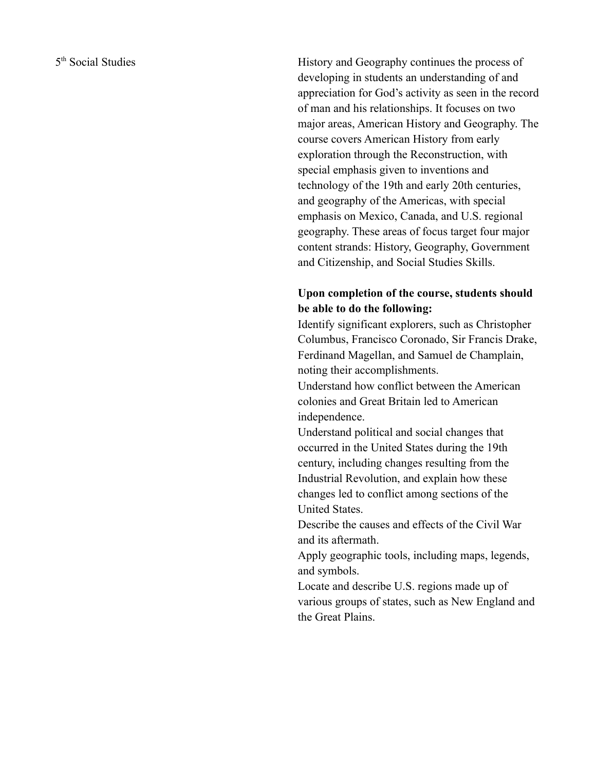5th Social Studies

History and Geography continues the process of developing in students an understanding of and appreciation for God's activity as seen in the record of man and his relationships. It focuses on two major areas, American History and Geography. The course covers American History from early exploration through the Reconstruction, with special emphasis given to inventions and technology of the 19th and early 20th centuries, and geography of the Americas, with special emphasis on Mexico, Canada, and U.S. regional geography. These areas of focus target four major content strands: History, Geography, Government and Citizenship, and Social Studies Skills.

**Upon completion of the course, students should be able to do the following:**

Identify significant explorers, such as Christopher Columbus, Francisco Coronado, Sir Francis Drake, Ferdinand Magellan, and Samuel de Champlain, noting their accomplishments.

Understand how conflict between the American colonies and Great Britain led to American independence.

Understand political and social changes that occurred in the United States during the 19th century, including changes resulting from the Industrial Revolution, and explain how these changes led to conflict among sections of the United States.

Describe the causes and effects of the Civil War and its aftermath.

Apply geographic tools, including maps, legends, and symbols.

Locate and describe U.S. regions made up of various groups of states, such as New England and the Great Plains.